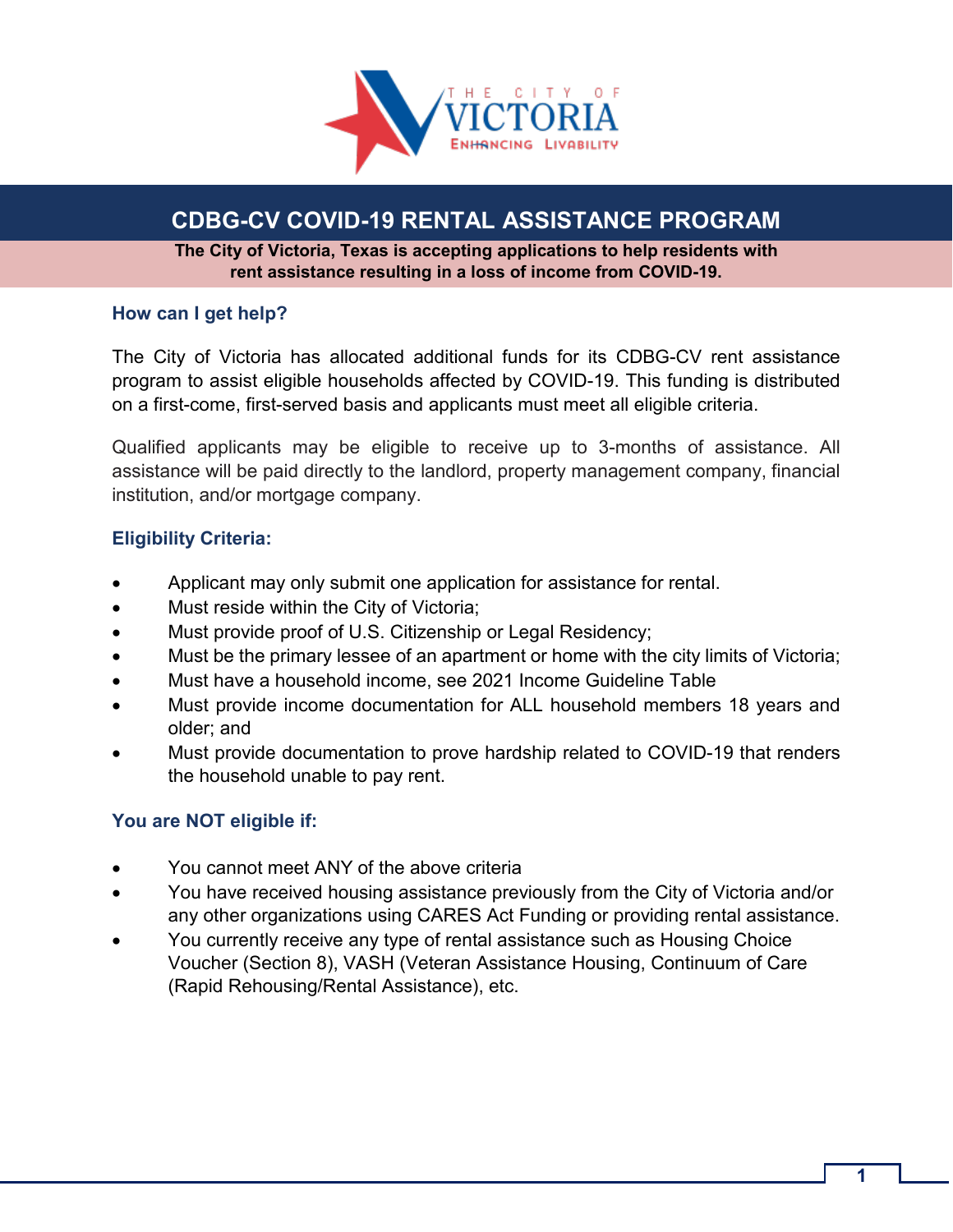# CDBG-CV COVID-19 RENTAL ASSISTANCE PROGRAM

**The City of Victoria, Texas is accepting applications to help residents with rent assistance resulting in a loss of income from COVID-19.**

### How can I get help?

The City of Victoria has allocated additional funds for its CDBG-CV rent assistance program to assist eligible households affected by COVID-19. This funding is distributed on a first-come, first-served basis and applicants must meet all eligible criteria.

Qualified applicants may be eligible to receive up to 3-months of assistance. All assistance will be paid directly to the landlord, property management company, financial institution, and/or mortgage company.

### Eligibility Criteria:

- Applicant may only submit one application for assistance for rental.
- Must reside within the City of Victoria;
- Must provide proof of U.S. Citizenship or Legal Residency;
- Must be the primary lessee of an apartment or home with the city limits of Victoria;
- Must have a household income, see 2021 Income Guideline Table
- Must provide income documentation for ALL household members 18 years and older; and
- Must provide documentation to prove hardship related to COVID-19 that renders the household unable to pay rent.

### You are NOT eligible if:

- You cannot meet ANY of the above criteria
- You have received housing assistance previously from the City of Victoria and/or any other organizations using CARES Act Funding or providing rental assistance.
- You currently receive any type of rental assistance such as Housing Choice Voucher (Section 8), VASH (Veteran Assistance Housing, Continuum of Care (Rapid Rehousing/Rental Assistance), etc.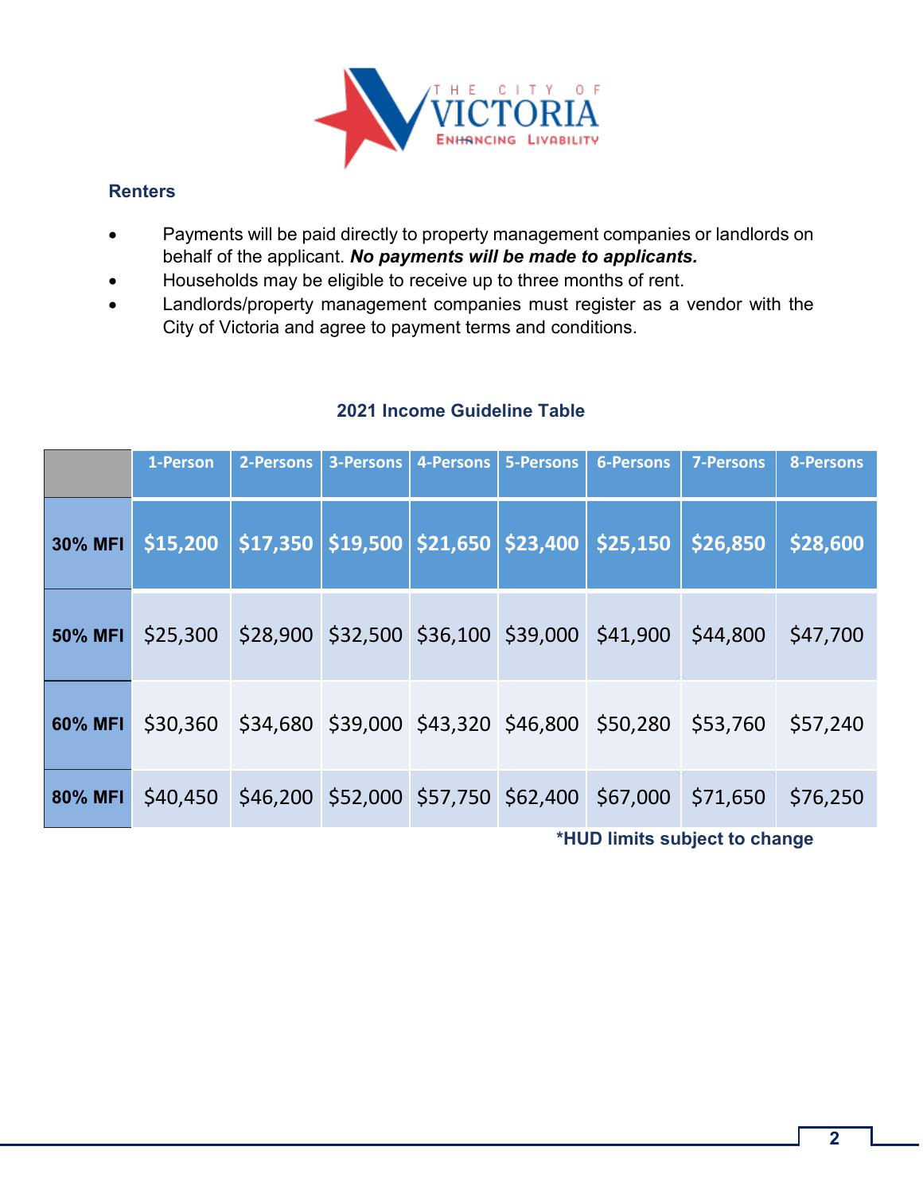### Renters

- Payments will be paid directly to property management companies or landlords on behalf of the applicant. ***No payments will be made to applicants.***
- Households may be eligible to receive up to three months of rent.
- Landlords/property management companies must register as a vendor with the City of Victoria and agree to payment terms and conditions.

**2021 Income Guideline Table**

| | 1-Person | 2-Persons | 3-Persons | 4-Persons | 5-Persons | 6-Persons | 7-Persons | 8-Persons |
|---|---|---|---|---|---|---|---|---|
| **30% MFI** | **$15,200** | **$17,350** | **$19,500** | **$21,650** | **$23,400** | **$25,150** | **$26,850** | **$28,600** |
| **50% MFI** | $25,300 | $28,900 | $32,500 | $36,100 | $39,000 | $41,900 | $44,800 | $47,700 |
| **60% MFI** | $30,360 | $34,680 | $39,000 | $43,320 | $46,800 | $50,280 | $53,760 | $57,240 |
| **80% MFI** | $40,450 | $46,200 | $52,000 | $57,750 | $62,400 | $67,000 | $71,650 | $76,250 |

**\*HUD limits subject to change**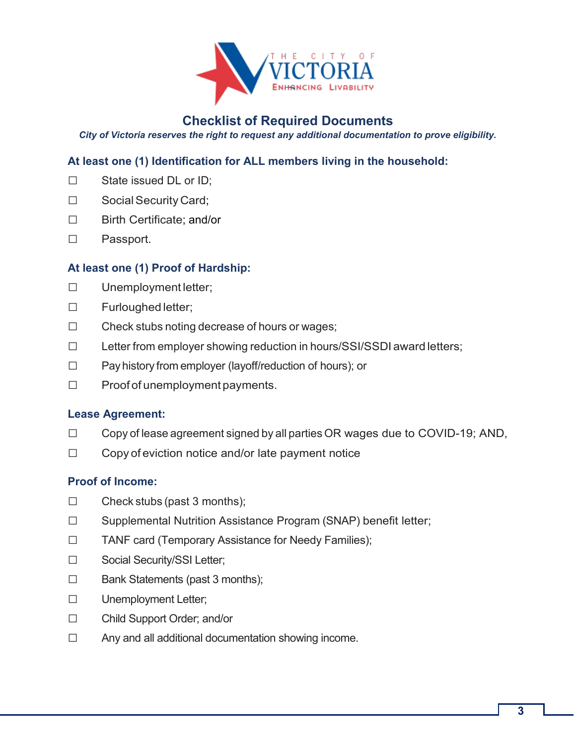THE CITY OF VICTORIA

ENHANCING LIVABILITY

# Checklist of Required Documents

***City of Victoria reserves the right to request any additional documentation to prove eligibility.***

## At least one (1) Identification for ALL members living in the household:

- ☐ State issued DL or ID;
- ☐ Social Security Card;
- ☐ Birth Certificate; and/or
- ☐ Passport.

## At least one (1) Proof of Hardship:

- ☐ Unemployment letter;
- ☐ Furloughed letter;
- ☐ Check stubs noting decrease of hours or wages;
- ☐ Letter from employer showing reduction in hours/SSI/SSDI award letters;
- ☐ Pay history from employer (layoff/reduction of hours); or
- ☐ Proof of unemployment payments.

## Lease Agreement:

- ☐ Copy of lease agreement signed by all parties OR wages due to COVID-19; AND,
- ☐ Copy of eviction notice and/or late payment notice

## Proof of Income:

- ☐ Check stubs (past 3 months);
- ☐ Supplemental Nutrition Assistance Program (SNAP) benefit letter;
- ☐ TANF card (Temporary Assistance for Needy Families);
- ☐ Social Security/SSI Letter;
- ☐ Bank Statements (past 3 months);
- ☐ Unemployment Letter;
- ☐ Child Support Order; and/or
- ☐ Any and all additional documentation showing income.